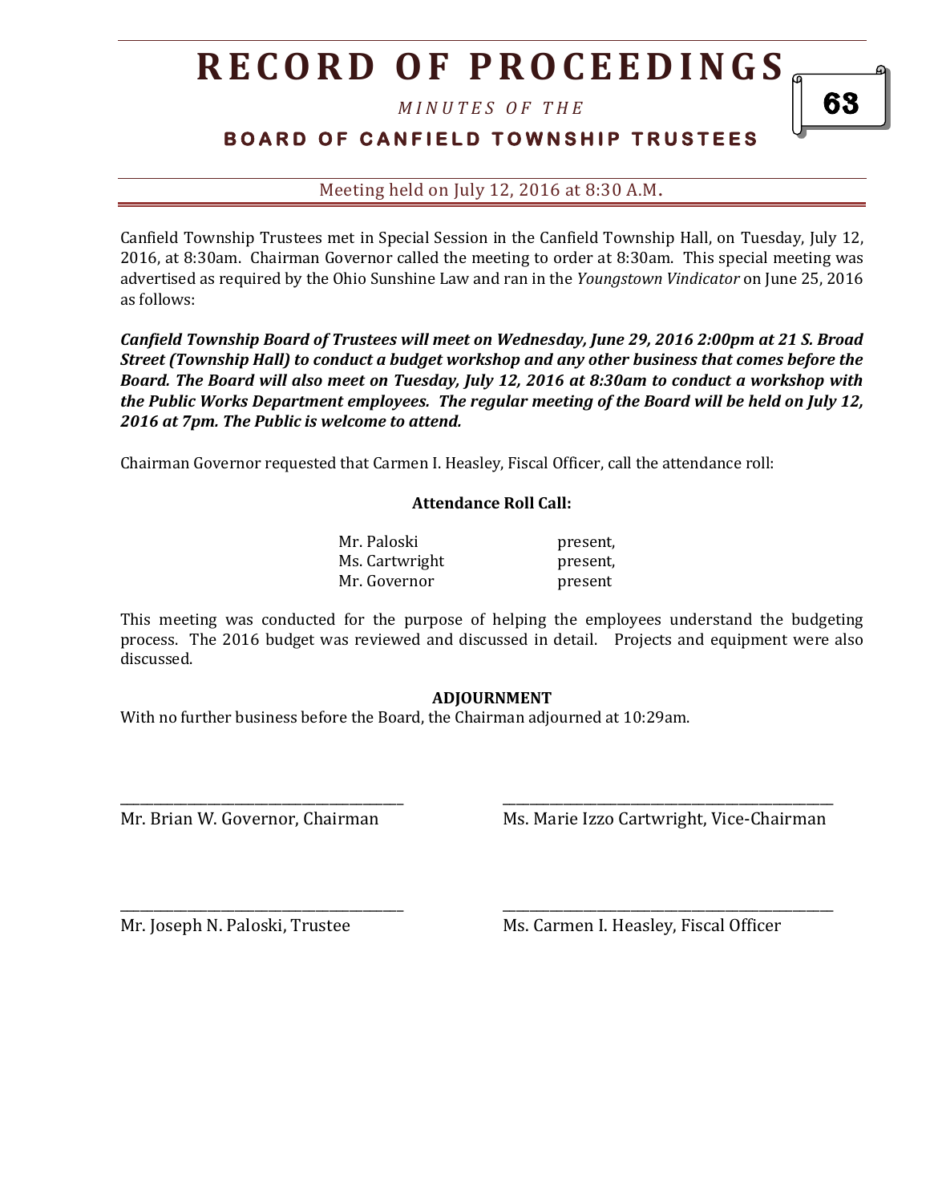# RECORD OF PROCEEDINGS

*MINUTES OF THE*

## BOARD OF CANFIELD TOWNSHIP TRUSTEES

Meeting held on July 12, 2016 at 8:30 A.M.

Canfield Township Trustees met in Special Session in the Canfield Township Hall, on Tuesday, July 12, 2016, at 8:30am. Chairman Governor called the meeting to order at 8:30am. This special meeting was advertised as required by the Ohio Sunshine Law and ran in the *Youngstown Vindicator* on June 25, 2016 as follows:

***Canfield Township Board of Trustees will meet on Wednesday, June 29, 2016 2:00pm at 21 S. Broad Street (Township Hall) to conduct a budget workshop and any other business that comes before the Board. The Board will also meet on Tuesday, July 12, 2016 at 8:30am to conduct a workshop with the Public Works Department employees. The regular meeting of the Board will be held on July 12, 2016 at 7pm. The Public is welcome to attend.***

Chairman Governor requested that Carmen I. Heasley, Fiscal Officer, call the attendance roll:

**Attendance Roll Call:**

| | |
|---|---|
| Mr. Paloski | present, |
| Ms. Cartwright | present, |
| Mr. Governor | present |

This meeting was conducted for the purpose of helping the employees understand the budgeting process. The 2016 budget was reviewed and discussed in detail. Projects and equipment were also discussed.

**ADJOURNMENT**

With no further business before the Board, the Chairman adjourned at 10:29am.

\_\_\_\_\_\_\_\_\_\_\_\_\_\_\_\_\_\_\_\_\_\_\_\_\_\_\_\_\_\_\_\_\_\_\_\_\_\_
Mr. Brian W. Governor, Chairman

\_\_\_\_\_\_\_\_\_\_\_\_\_\_\_\_\_\_\_\_\_\_\_\_\_\_\_\_\_\_\_\_\_\_\_\_\_\_
Ms. Marie Izzo Cartwright, Vice-Chairman

\_\_\_\_\_\_\_\_\_\_\_\_\_\_\_\_\_\_\_\_\_\_\_\_\_\_\_\_\_\_\_\_\_\_\_\_\_\_
Mr. Joseph N. Paloski, Trustee

\_\_\_\_\_\_\_\_\_\_\_\_\_\_\_\_\_\_\_\_\_\_\_\_\_\_\_\_\_\_\_\_\_\_\_\_\_\_
Ms. Carmen I. Heasley, Fiscal Officer